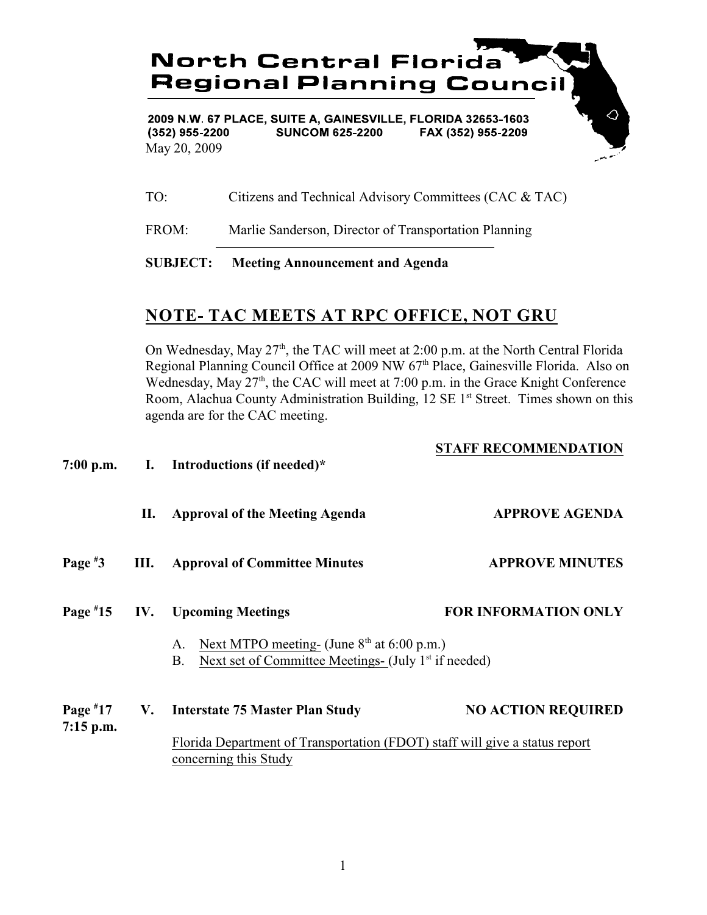# North Central Florida Regional Planning Council

2009 N.W. 67 PLACE, SUITE A, GAINESVILLE, FLORIDA 32653-1603
(352) 955-2200 SUNCOM 625-2200 FAX (352) 955-2209

May 20, 2009

TO: Citizens and Technical Advisory Committees (CAC & TAC)

FROM: Marlie Sanderson, Director of Transportation Planning

**SUBJECT: Meeting Announcement and Agenda**

## NOTE- TAC MEETS AT RPC OFFICE, NOT GRU

On Wednesday, May 27th, the TAC will meet at 2:00 p.m. at the North Central Florida Regional Planning Council Office at 2009 NW 67th Place, Gainesville Florida. Also on Wednesday, May 27th, the CAC will meet at 7:00 p.m. in the Grace Knight Conference Room, Alachua County Administration Building, 12 SE 1st Street. Times shown on this agenda are for the CAC meeting.

**STAFF RECOMMENDATION**

**7:00 p.m. I. Introductions (if needed)***

**II. Approval of the Meeting Agenda** — **APPROVE AGENDA**

**Page #3 III. Approval of Committee Minutes** — **APPROVE MINUTES**

**Page #15 IV. Upcoming Meetings** — **FOR INFORMATION ONLY**

A. Next MTPO meeting- (June 8th at 6:00 p.m.)
B. Next set of Committee Meetings- (July 1st if needed)

**Page #17**
**7:15 p.m.** **V. Interstate 75 Master Plan Study** — **NO ACTION REQUIRED**

Florida Department of Transportation (FDOT) staff will give a status report concerning this Study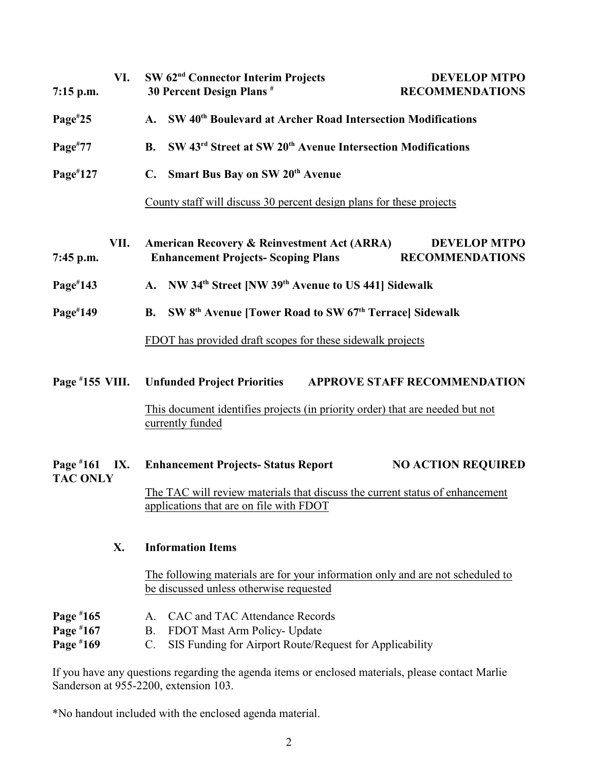**VI.** **7:15 p.m.** **SW 62nd Connector Interim Projects 30 Percent Design Plans #** **DEVELOP MTPO RECOMMENDATIONS**

**Page#25** **A. SW 40th Boulevard at Archer Road Intersection Modifications**

**Page#77** **B. SW 43rd Street at SW 20th Avenue Intersection Modifications**

**Page#127** **C. Smart Bus Bay on SW 20th Avenue**

County staff will discuss 30 percent design plans for these projects

**VII.** **7:45 p.m.** **American Recovery & Reinvestment Act (ARRA) Enhancement Projects- Scoping Plans** **DEVELOP MTPO RECOMMENDATIONS**

**Page#143** **A. NW 34th Street [NW 39th Avenue to US 441] Sidewalk**

**Page#149** **B. SW 8th Avenue [Tower Road to SW 67th Terrace] Sidewalk**

FDOT has provided draft scopes for these sidewalk projects

**Page #155 VIII. Unfunded Project Priorities** **APPROVE STAFF RECOMMENDATION**

This document identifies projects (in priority order) that are needed but not currently funded

**Page #161 IX. Enhancement Projects- Status Report** **NO ACTION REQUIRED**
**TAC ONLY**

The TAC will review materials that discuss the current status of enhancement applications that are on file with FDOT

**X. Information Items**

The following materials are for your information only and are not scheduled to be discussed unless otherwise requested

**Page #165** A. CAC and TAC Attendance Records
**Page #167** B. FDOT Mast Arm Policy- Update
**Page #169** C. SIS Funding for Airport Route/Request for Applicability

If you have any questions regarding the agenda items or enclosed materials, please contact Marlie Sanderson at 955-2200, extension 103.

*No handout included with the enclosed agenda material.